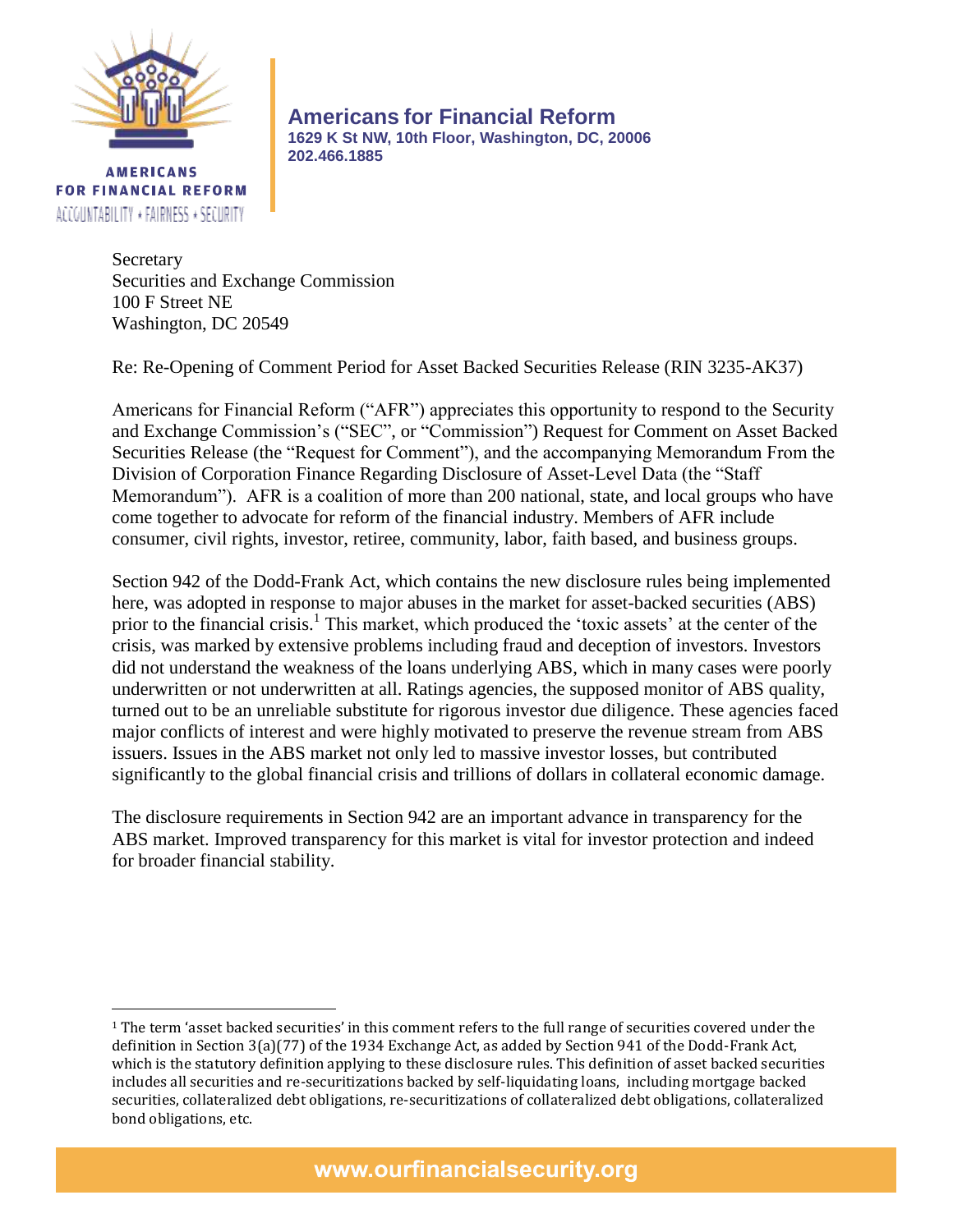**Americans for Financial Reform**
1629 K St NW, 10th Floor, Washington, DC, 20006
202.466.1885

AMERICANS FOR FINANCIAL REFORM
ACCOUNTABILITY ★ FAIRNESS ★ SECURITY

Secretary
Securities and Exchange Commission
100 F Street NE
Washington, DC 20549

Re: Re-Opening of Comment Period for Asset Backed Securities Release (RIN 3235-AK37)

Americans for Financial Reform ("AFR") appreciates this opportunity to respond to the Security and Exchange Commission's ("SEC", or "Commission") Request for Comment on Asset Backed Securities Release (the "Request for Comment"), and the accompanying Memorandum From the Division of Corporation Finance Regarding Disclosure of Asset-Level Data (the "Staff Memorandum"). AFR is a coalition of more than 200 national, state, and local groups who have come together to advocate for reform of the financial industry. Members of AFR include consumer, civil rights, investor, retiree, community, labor, faith based, and business groups.

Section 942 of the Dodd-Frank Act, which contains the new disclosure rules being implemented here, was adopted in response to major abuses in the market for asset-backed securities (ABS) prior to the financial crisis.[1] This market, which produced the 'toxic assets' at the center of the crisis, was marked by extensive problems including fraud and deception of investors. Investors did not understand the weakness of the loans underlying ABS, which in many cases were poorly underwritten or not underwritten at all. Ratings agencies, the supposed monitor of ABS quality, turned out to be an unreliable substitute for rigorous investor due diligence. These agencies faced major conflicts of interest and were highly motivated to preserve the revenue stream from ABS issuers. Issues in the ABS market not only led to massive investor losses, but contributed significantly to the global financial crisis and trillions of dollars in collateral economic damage.

The disclosure requirements in Section 942 are an important advance in transparency for the ABS market. Improved transparency for this market is vital for investor protection and indeed for broader financial stability.

[1] The term 'asset backed securities' in this comment refers to the full range of securities covered under the definition in Section 3(a)(77) of the 1934 Exchange Act, as added by Section 941 of the Dodd-Frank Act, which is the statutory definition applying to these disclosure rules. This definition of asset backed securities includes all securities and re-securitizations backed by self-liquidating loans, including mortgage backed securities, collateralized debt obligations, re-securitizations of collateralized debt obligations, collateralized bond obligations, etc.

www.ourfinancialsecurity.org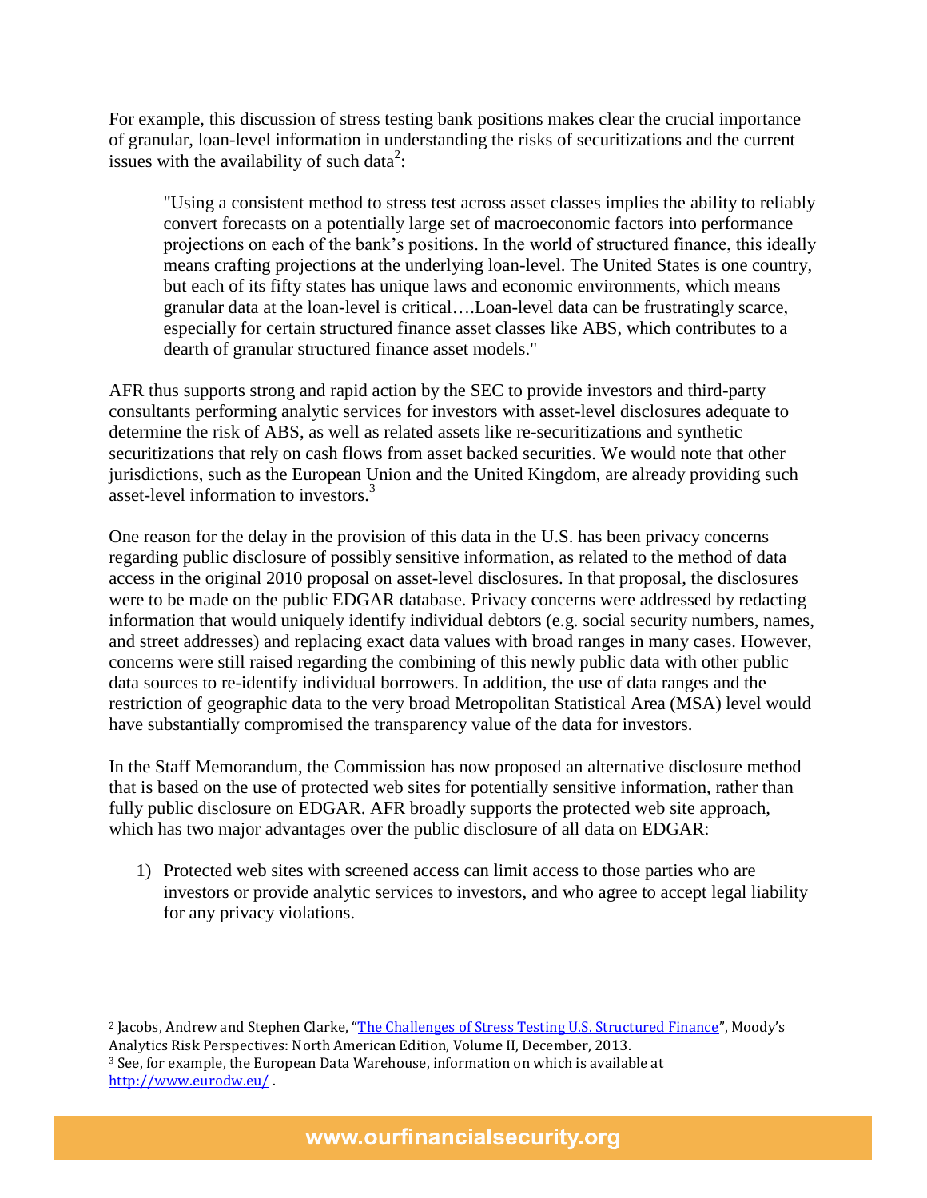For example, this discussion of stress testing bank positions makes clear the crucial importance of granular, loan-level information in understanding the risks of securitizations and the current issues with the availability of such data[2]:

> "Using a consistent method to stress test across asset classes implies the ability to reliably convert forecasts on a potentially large set of macroeconomic factors into performance projections on each of the bank's positions. In the world of structured finance, this ideally means crafting projections at the underlying loan-level. The United States is one country, but each of its fifty states has unique laws and economic environments, which means granular data at the loan-level is critical….Loan-level data can be frustratingly scarce, especially for certain structured finance asset classes like ABS, which contributes to a dearth of granular structured finance asset models."

AFR thus supports strong and rapid action by the SEC to provide investors and third-party consultants performing analytic services for investors with asset-level disclosures adequate to determine the risk of ABS, as well as related assets like re-securitizations and synthetic securitizations that rely on cash flows from asset backed securities. We would note that other jurisdictions, such as the European Union and the United Kingdom, are already providing such asset-level information to investors.[3]

One reason for the delay in the provision of this data in the U.S. has been privacy concerns regarding public disclosure of possibly sensitive information, as related to the method of data access in the original 2010 proposal on asset-level disclosures. In that proposal, the disclosures were to be made on the public EDGAR database. Privacy concerns were addressed by redacting information that would uniquely identify individual debtors (e.g. social security numbers, names, and street addresses) and replacing exact data values with broad ranges in many cases. However, concerns were still raised regarding the combining of this newly public data with other public data sources to re-identify individual borrowers. In addition, the use of data ranges and the restriction of geographic data to the very broad Metropolitan Statistical Area (MSA) level would have substantially compromised the transparency value of the data for investors.

In the Staff Memorandum, the Commission has now proposed an alternative disclosure method that is based on the use of protected web sites for potentially sensitive information, rather than fully public disclosure on EDGAR. AFR broadly supports the protected web site approach, which has two major advantages over the public disclosure of all data on EDGAR:

1) Protected web sites with screened access can limit access to those parties who are investors or provide analytic services to investors, and who agree to accept legal liability for any privacy violations.

---

[2] Jacobs, Andrew and Stephen Clarke, "[The Challenges of Stress Testing U.S. Structured Finance](#)", Moody's Analytics Risk Perspectives: North American Edition, Volume II, December, 2013.

[3] See, for example, the European Data Warehouse, information on which is available at [http://www.eurodw.eu/](http://www.eurodw.eu/) .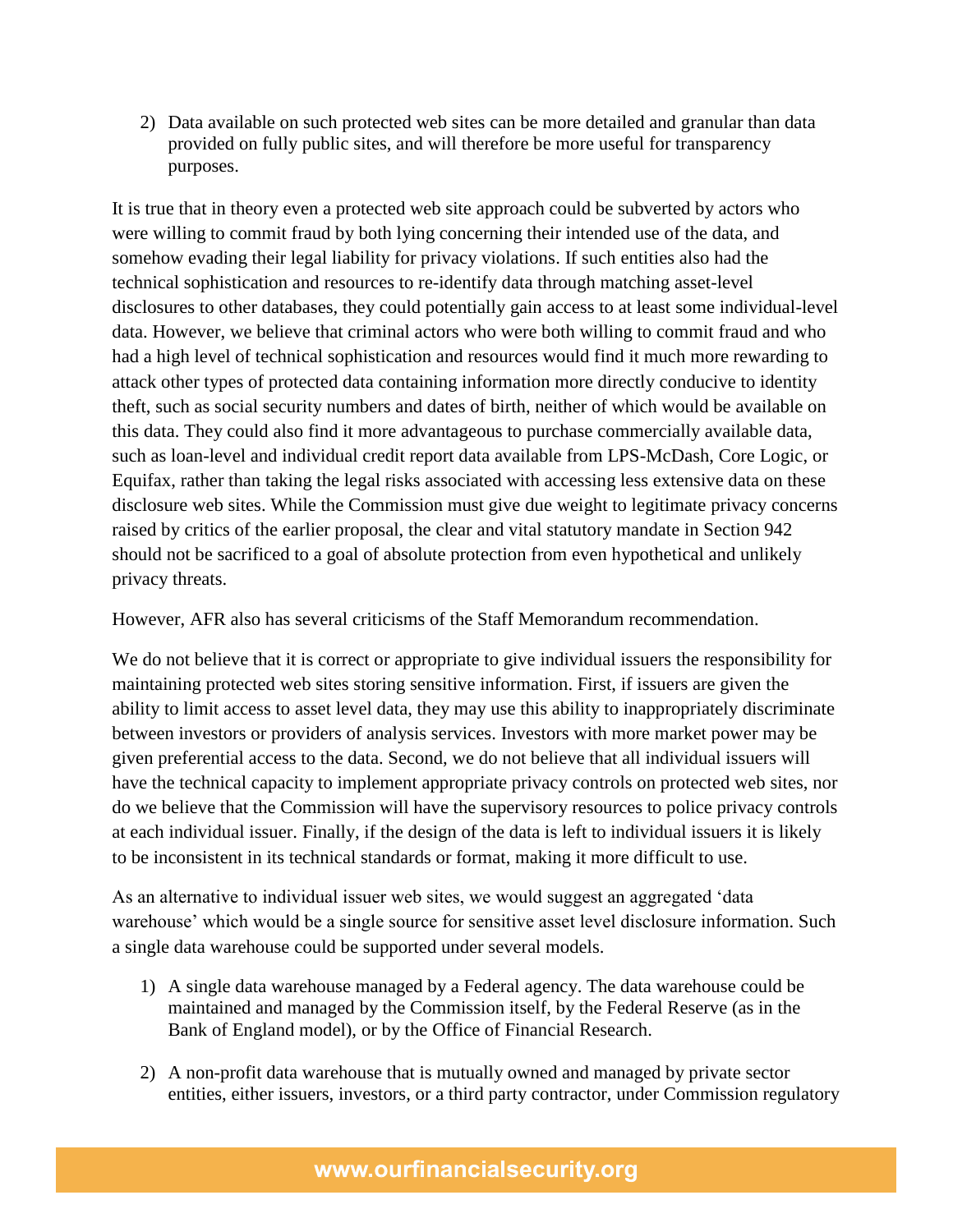2) Data available on such protected web sites can be more detailed and granular than data provided on fully public sites, and will therefore be more useful for transparency purposes.

It is true that in theory even a protected web site approach could be subverted by actors who were willing to commit fraud by both lying concerning their intended use of the data, and somehow evading their legal liability for privacy violations. If such entities also had the technical sophistication and resources to re-identify data through matching asset-level disclosures to other databases, they could potentially gain access to at least some individual-level data. However, we believe that criminal actors who were both willing to commit fraud and who had a high level of technical sophistication and resources would find it much more rewarding to attack other types of protected data containing information more directly conducive to identity theft, such as social security numbers and dates of birth, neither of which would be available on this data. They could also find it more advantageous to purchase commercially available data, such as loan-level and individual credit report data available from LPS-McDash, Core Logic, or Equifax, rather than taking the legal risks associated with accessing less extensive data on these disclosure web sites. While the Commission must give due weight to legitimate privacy concerns raised by critics of the earlier proposal, the clear and vital statutory mandate in Section 942 should not be sacrificed to a goal of absolute protection from even hypothetical and unlikely privacy threats.

However, AFR also has several criticisms of the Staff Memorandum recommendation.

We do not believe that it is correct or appropriate to give individual issuers the responsibility for maintaining protected web sites storing sensitive information. First, if issuers are given the ability to limit access to asset level data, they may use this ability to inappropriately discriminate between investors or providers of analysis services. Investors with more market power may be given preferential access to the data. Second, we do not believe that all individual issuers will have the technical capacity to implement appropriate privacy controls on protected web sites, nor do we believe that the Commission will have the supervisory resources to police privacy controls at each individual issuer. Finally, if the design of the data is left to individual issuers it is likely to be inconsistent in its technical standards or format, making it more difficult to use.

As an alternative to individual issuer web sites, we would suggest an aggregated 'data warehouse' which would be a single source for sensitive asset level disclosure information. Such a single data warehouse could be supported under several models.

1) A single data warehouse managed by a Federal agency. The data warehouse could be maintained and managed by the Commission itself, by the Federal Reserve (as in the Bank of England model), or by the Office of Financial Research.

2) A non-profit data warehouse that is mutually owned and managed by private sector entities, either issuers, investors, or a third party contractor, under Commission regulatory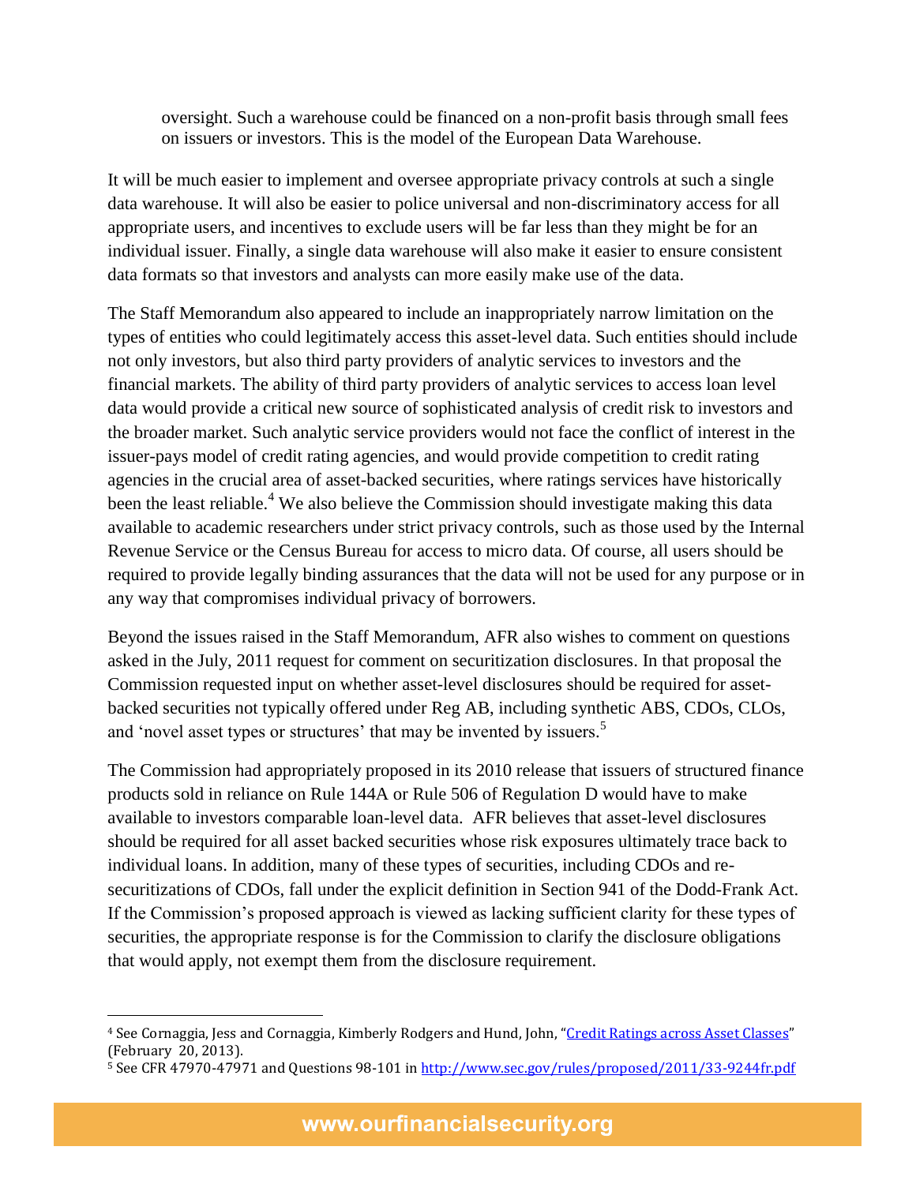oversight. Such a warehouse could be financed on a non-profit basis through small fees on issuers or investors. This is the model of the European Data Warehouse.

It will be much easier to implement and oversee appropriate privacy controls at such a single data warehouse. It will also be easier to police universal and non-discriminatory access for all appropriate users, and incentives to exclude users will be far less than they might be for an individual issuer. Finally, a single data warehouse will also make it easier to ensure consistent data formats so that investors and analysts can more easily make use of the data.

The Staff Memorandum also appeared to include an inappropriately narrow limitation on the types of entities who could legitimately access this asset-level data. Such entities should include not only investors, but also third party providers of analytic services to investors and the financial markets. The ability of third party providers of analytic services to access loan level data would provide a critical new source of sophisticated analysis of credit risk to investors and the broader market. Such analytic service providers would not face the conflict of interest in the issuer-pays model of credit rating agencies, and would provide competition to credit rating agencies in the crucial area of asset-backed securities, where ratings services have historically been the least reliable.[4] We also believe the Commission should investigate making this data available to academic researchers under strict privacy controls, such as those used by the Internal Revenue Service or the Census Bureau for access to micro data. Of course, all users should be required to provide legally binding assurances that the data will not be used for any purpose or in any way that compromises individual privacy of borrowers.

Beyond the issues raised in the Staff Memorandum, AFR also wishes to comment on questions asked in the July, 2011 request for comment on securitization disclosures. In that proposal the Commission requested input on whether asset-level disclosures should be required for asset-backed securities not typically offered under Reg AB, including synthetic ABS, CDOs, CLOs, and 'novel asset types or structures' that may be invented by issuers.[5]

The Commission had appropriately proposed in its 2010 release that issuers of structured finance products sold in reliance on Rule 144A or Rule 506 of Regulation D would have to make available to investors comparable loan-level data. AFR believes that asset-level disclosures should be required for all asset backed securities whose risk exposures ultimately trace back to individual loans. In addition, many of these types of securities, including CDOs and re-securitizations of CDOs, fall under the explicit definition in Section 941 of the Dodd-Frank Act. If the Commission's proposed approach is viewed as lacking sufficient clarity for these types of securities, the appropriate response is for the Commission to clarify the disclosure obligations that would apply, not exempt them from the disclosure requirement.

---

[4] See Cornaggia, Jess and Cornaggia, Kimberly Rodgers and Hund, John, "Credit Ratings across Asset Classes" (February 20, 2013).

[5] See CFR 47970-47971 and Questions 98-101 in http://www.sec.gov/rules/proposed/2011/33-9244fr.pdf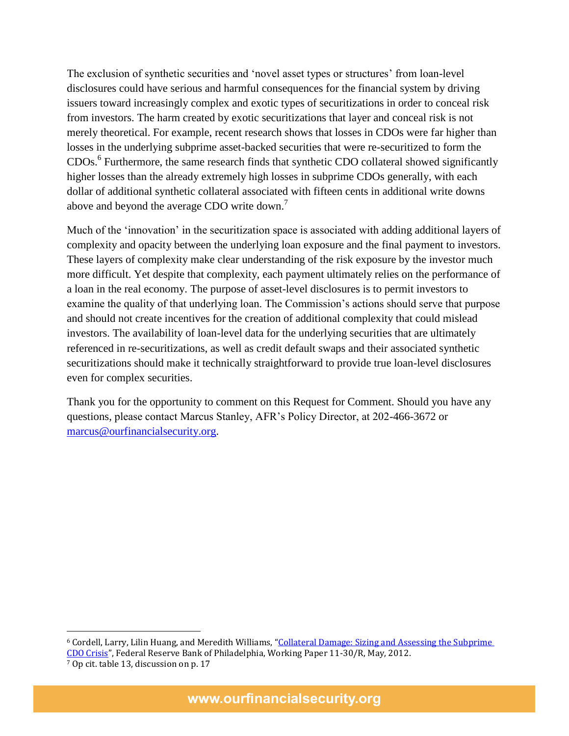The exclusion of synthetic securities and 'novel asset types or structures' from loan-level disclosures could have serious and harmful consequences for the financial system by driving issuers toward increasingly complex and exotic types of securitizations in order to conceal risk from investors. The harm created by exotic securitizations that layer and conceal risk is not merely theoretical. For example, recent research shows that losses in CDOs were far higher than losses in the underlying subprime asset-backed securities that were re-securitized to form the CDOs.[6] Furthermore, the same research finds that synthetic CDO collateral showed significantly higher losses than the already extremely high losses in subprime CDOs generally, with each dollar of additional synthetic collateral associated with fifteen cents in additional write downs above and beyond the average CDO write down.[7]

Much of the 'innovation' in the securitization space is associated with adding additional layers of complexity and opacity between the underlying loan exposure and the final payment to investors. These layers of complexity make clear understanding of the risk exposure by the investor much more difficult. Yet despite that complexity, each payment ultimately relies on the performance of a loan in the real economy. The purpose of asset-level disclosures is to permit investors to examine the quality of that underlying loan. The Commission's actions should serve that purpose and should not create incentives for the creation of additional complexity that could mislead investors. The availability of loan-level data for the underlying securities that are ultimately referenced in re-securitizations, as well as credit default swaps and their associated synthetic securitizations should make it technically straightforward to provide true loan-level disclosures even for complex securities.

Thank you for the opportunity to comment on this Request for Comment. Should you have any questions, please contact Marcus Stanley, AFR's Policy Director, at 202-466-3672 or marcus@ourfinancialsecurity.org.

---

[6] Cordell, Larry, Lilin Huang, and Meredith Williams, "Collateral Damage: Sizing and Assessing the Subprime CDO Crisis", Federal Reserve Bank of Philadelphia, Working Paper 11-30/R, May, 2012.

[7] Op cit. table 13, discussion on p. 17